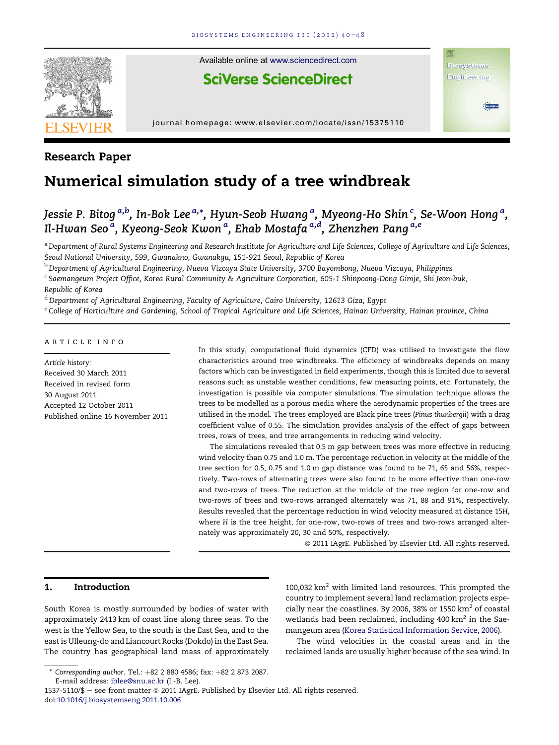Research Paper

# Numerical simulation study of a tree windbreak

Jessie P. Bitog[a,b], In-Bok Lee[a,*], Hyun-Seob Hwang[a], Myeong-Ho Shin[c], Se-Woon Hong[a], Il-Hwan Seo[a], Kyeong-Seok Kwon[a], Ehab Mostafa[a,d], Zhenzhen Pang[a,e]

[a] Department of Rural Systems Engineering and Research Institute for Agriculture and Life Sciences, College of Agriculture and Life Sciences, Seoul National University, 599, Gwanakno, Gwanakgu, 151-921 Seoul, Republic of Korea

[b] Department of Agricultural Engineering, Nueva Vizcaya State University, 3700 Bayombong, Nueva Vizcaya, Philippines

[c] Saemangeum Project Office, Korea Rural Community & Agriculture Corporation, 605-1 Shinpoong-Dong Gimje, Shi Jeon-buk, Republic of Korea

[d] Department of Agricultural Engineering, Faculty of Agriculture, Cairo University, 12613 Giza, Egypt

[e] College of Horticulture and Gardening, School of Tropical Agriculture and Life Sciences, Hainan University, Hainan province, China

ARTICLE INFO

*Article history:*
Received 30 March 2011
Received in revised form
30 August 2011
Accepted 12 October 2011
Published online 16 November 2011

In this study, computational fluid dynamics (CFD) was utilised to investigate the flow characteristics around tree windbreaks. The efficiency of windbreaks depends on many factors which can be investigated in field experiments, though this is limited due to several reasons such as unstable weather conditions, few measuring points, etc. Fortunately, the investigation is possible via computer simulations. The simulation technique allows the trees to be modelled as a porous media where the aerodynamic properties of the trees are utilised in the model. The trees employed are Black pine trees (*Pinus thunbergii*) with a drag coefficient value of 0.55. The simulation provides analysis of the effect of gaps between trees, rows of trees, and tree arrangements in reducing wind velocity.

The simulations revealed that 0.5 m gap between trees was more effective in reducing wind velocity than 0.75 and 1.0 m. The percentage reduction in velocity at the middle of the tree section for 0.5, 0.75 and 1.0 m gap distance was found to be 71, 65 and 56%, respectively. Two-rows of alternating trees were also found to be more effective than one-row and two-rows of trees. The reduction at the middle of the tree region for one-row and two-rows of trees and two-rows arranged alternately was 71, 88 and 91%, respectively. Results revealed that the percentage reduction in wind velocity measured at distance 15*H*, where *H* is the tree height, for one-row, two-rows of trees and two-rows arranged alternately was approximately 20, 30 and 50%, respectively.

© 2011 IAgrE. Published by Elsevier Ltd. All rights reserved.

## 1. Introduction

South Korea is mostly surrounded by bodies of water with approximately 2413 km of coast line along three seas. To the west is the Yellow Sea, to the south is the East Sea, and to the east is Ulleung-do and Liancourt Rocks (Dokdo) in the East Sea. The country has geographical land mass of approximately 100,032 km$^2$ with limited land resources. This prompted the country to implement several land reclamation projects especially near the coastlines. By 2006, 38% or 1550 km$^2$ of coastal wetlands had been reclaimed, including 400 km$^2$ in the Saemangeum area (Korea Statistical Information Service, 2006).

The wind velocities in the coastal areas and in the reclaimed lands are usually higher because of the sea wind. In

* Corresponding author. Tel.: +82 2 880 4586; fax: +82 2 873 2087.
E-mail address: iblee@snu.ac.kr (I.-B. Lee).

1537-5110/$ – see front matter © 2011 IAgrE. Published by Elsevier Ltd. All rights reserved.
doi:10.1016/j.biosystemseng.2011.10.006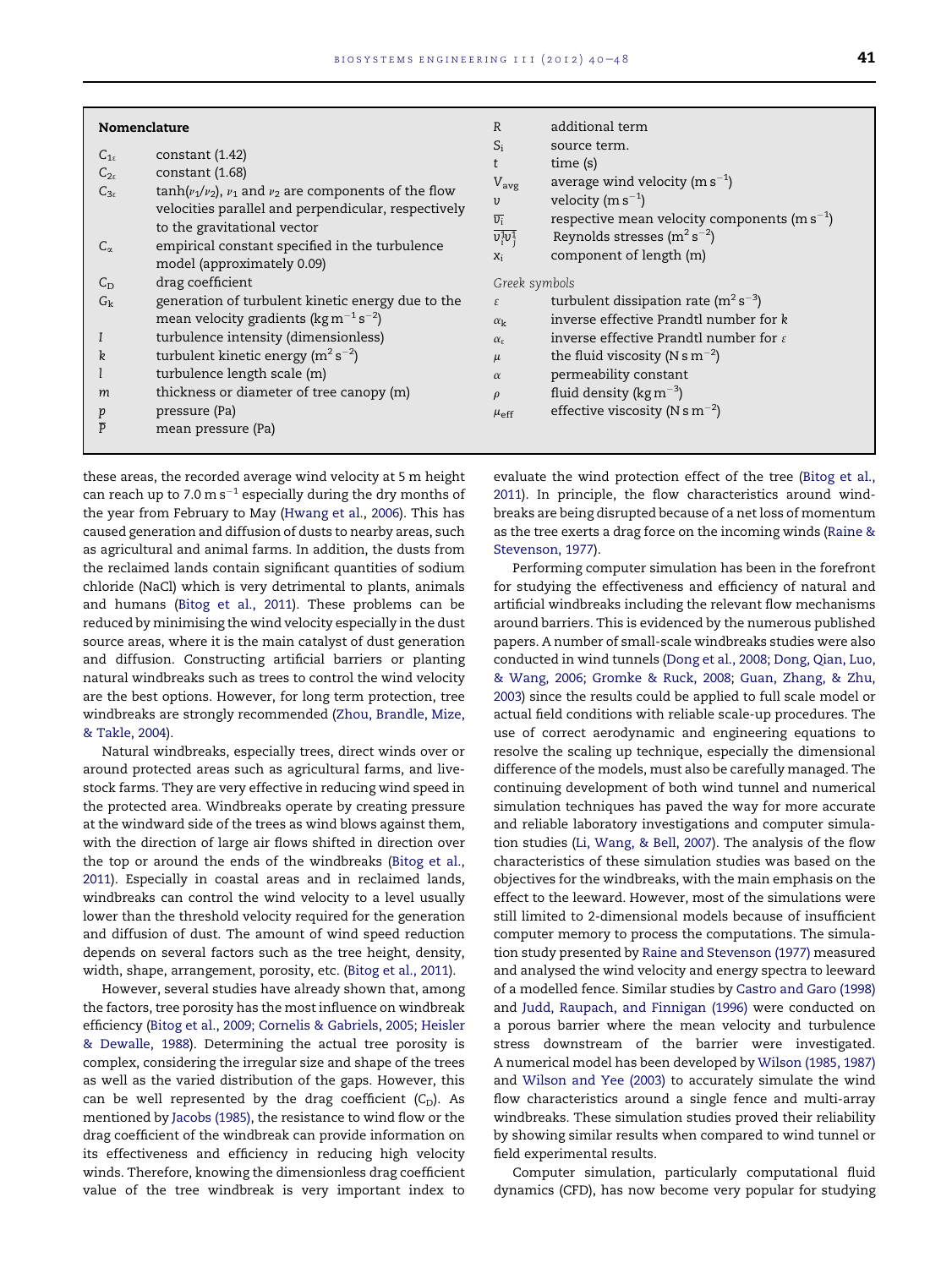## Nomenclature

| | |
|---|---|
| $C_{1\varepsilon}$ | constant (1.42) |
| $C_{2\varepsilon}$ | constant (1.68) |
| $C_{3\varepsilon}$ | $\tanh(\nu_1/\nu_2)$, $\nu_1$ and $\nu_2$ are components of the flow velocities parallel and perpendicular, respectively to the gravitational vector |
| $C_\alpha$ | empirical constant specified in the turbulence model (approximately 0.09) |
| $C_D$ | drag coefficient |
| $G_k$ | generation of turbulent kinetic energy due to the mean velocity gradients ($\mathrm{kg\,m^{-1}\,s^{-2}}$) |
| $I$ | turbulence intensity (dimensionless) |
| $k$ | turbulent kinetic energy ($\mathrm{m^2\,s^{-2}}$) |
| $l$ | turbulence length scale (m) |
| $m$ | thickness or diameter of tree canopy (m) |
| $p$ | pressure (Pa) |
| $\overline{p}$ | mean pressure (Pa) |
| $R$ | additional term |
| $S_i$ | source term. |
| $t$ | time (s) |
| $V_{avg}$ | average wind velocity ($\mathrm{m\,s^{-1}}$) |
| $v$ | velocity ($\mathrm{m\,s^{-1}}$) |
| $\overline{v_i}$ | respective mean velocity components ($\mathrm{m\,s^{-1}}$) |
| $\overline{v_i^1 v_j^1}$ | Reynolds stresses ($\mathrm{m^2\,s^{-2}}$) |
| $x_i$ | component of length (m) |

*Greek symbols*

| | |
|---|---|
| $\varepsilon$ | turbulent dissipation rate ($\mathrm{m^2\,s^{-3}}$) |
| $\alpha_k$ | inverse effective Prandtl number for $k$ |
| $\alpha_\varepsilon$ | inverse effective Prandtl number for $\varepsilon$ |
| $\mu$ | the fluid viscosity ($\mathrm{N\,s\,m^{-2}}$) |
| $\alpha$ | permeability constant |
| $\rho$ | fluid density ($\mathrm{kg\,m^{-3}}$) |
| $\mu_{\mathrm{eff}}$ | effective viscosity ($\mathrm{N\,s\,m^{-2}}$) |

these areas, the recorded average wind velocity at 5 m height can reach up to 7.0 $\mathrm{m\,s^{-1}}$ especially during the dry months of the year from February to May (Hwang et al., 2006). This has caused generation and diffusion of dusts to nearby areas, such as agricultural and animal farms. In addition, the dusts from the reclaimed lands contain significant quantities of sodium chloride (NaCl) which is very detrimental to plants, animals and humans (Bitog et al., 2011). These problems can be reduced by minimising the wind velocity especially in the dust source areas, where it is the main catalyst of dust generation and diffusion. Constructing artificial barriers or planting natural windbreaks such as trees to control the wind velocity are the best options. However, for long term protection, tree windbreaks are strongly recommended (Zhou, Brandle, Mize, & Takle, 2004).

Natural windbreaks, especially trees, direct winds over or around protected areas such as agricultural farms, and livestock farms. They are very effective in reducing wind speed in the protected area. Windbreaks operate by creating pressure at the windward side of the trees as wind blows against them, with the direction of large air flows shifted in direction over the top or around the ends of the windbreaks (Bitog et al., 2011). Especially in coastal areas and in reclaimed lands, windbreaks can control the wind velocity to a level usually lower than the threshold velocity required for the generation and diffusion of dust. The amount of wind speed reduction depends on several factors such as the tree height, density, width, shape, arrangement, porosity, etc. (Bitog et al., 2011).

However, several studies have already shown that, among the factors, tree porosity has the most influence on windbreak efficiency (Bitog et al., 2009; Cornelis & Gabriels, 2005; Heisler & Dewalle, 1988). Determining the actual tree porosity is complex, considering the irregular size and shape of the trees as well as the varied distribution of the gaps. However, this can be well represented by the drag coefficient ($C_D$). As mentioned by Jacobs (1985), the resistance to wind flow or the drag coefficient of the windbreak can provide information on its effectiveness and efficiency in reducing high velocity winds. Therefore, knowing the dimensionless drag coefficient value of the tree windbreak is very important index to evaluate the wind protection effect of the tree (Bitog et al., 2011). In principle, the flow characteristics around windbreaks are being disrupted because of a net loss of momentum as the tree exerts a drag force on the incoming winds (Raine & Stevenson, 1977).

Performing computer simulation has been in the forefront for studying the effectiveness and efficiency of natural and artificial windbreaks including the relevant flow mechanisms around barriers. This is evidenced by the numerous published papers. A number of small-scale windbreaks studies were also conducted in wind tunnels (Dong et al., 2008; Dong, Qian, Luo, & Wang, 2006; Gromke & Ruck, 2008; Guan, Zhang, & Zhu, 2003) since the results could be applied to full scale model or actual field conditions with reliable scale-up procedures. The use of correct aerodynamic and engineering equations to resolve the scaling up technique, especially the dimensional difference of the models, must also be carefully managed. The continuing development of both wind tunnel and numerical simulation techniques has paved the way for more accurate and reliable laboratory investigations and computer simulation studies (Li, Wang, & Bell, 2007). The analysis of the flow characteristics of these simulation studies was based on the objectives for the windbreaks, with the main emphasis on the effect to the leeward. However, most of the simulations were still limited to 2-dimensional models because of insufficient computer memory to process the computations. The simulation study presented by Raine and Stevenson (1977) measured and analysed the wind velocity and energy spectra to leeward of a modelled fence. Similar studies by Castro and Garo (1998) and Judd, Raupach, and Finnigan (1996) were conducted on a porous barrier where the mean velocity and turbulence stress downstream of the barrier were investigated. A numerical model has been developed by Wilson (1985, 1987) and Wilson and Yee (2003) to accurately simulate the wind flow characteristics around a single fence and multi-array windbreaks. These simulation studies proved their reliability by showing similar results when compared to wind tunnel or field experimental results.

Computer simulation, particularly computational fluid dynamics (CFD), has now become very popular for studying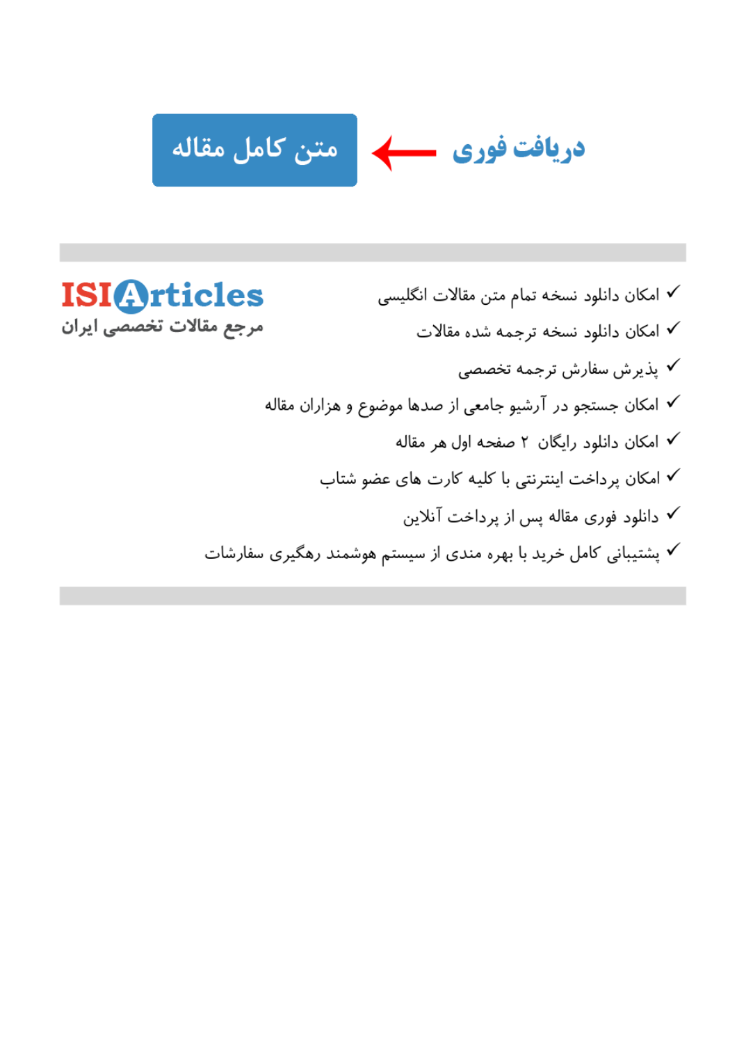دریافت فوری ← **متن کامل مقاله**

**ISIArticles**
مرجع مقالات تخصصی ایران

- ✓ امکان دانلود نسخه تمام متن مقالات انگلیسی
- ✓ امکان دانلود نسخه ترجمه شده مقالات
- ✓ پذیرش سفارش ترجمه تخصصی
- ✓ امکان جستجو در آرشیو جامعی از صدها موضوع و هزاران مقاله
- ✓ امکان دانلود رایگان ۲ صفحه اول هر مقاله
- ✓ امکان پرداخت اینترنتی با کلیه کارت های عضو شتاب
- ✓ دانلود فوری مقاله پس از پرداخت آنلاین
- ✓ پشتیبانی کامل خرید با بهره مندی از سیستم هوشمند رهگیری سفارشات